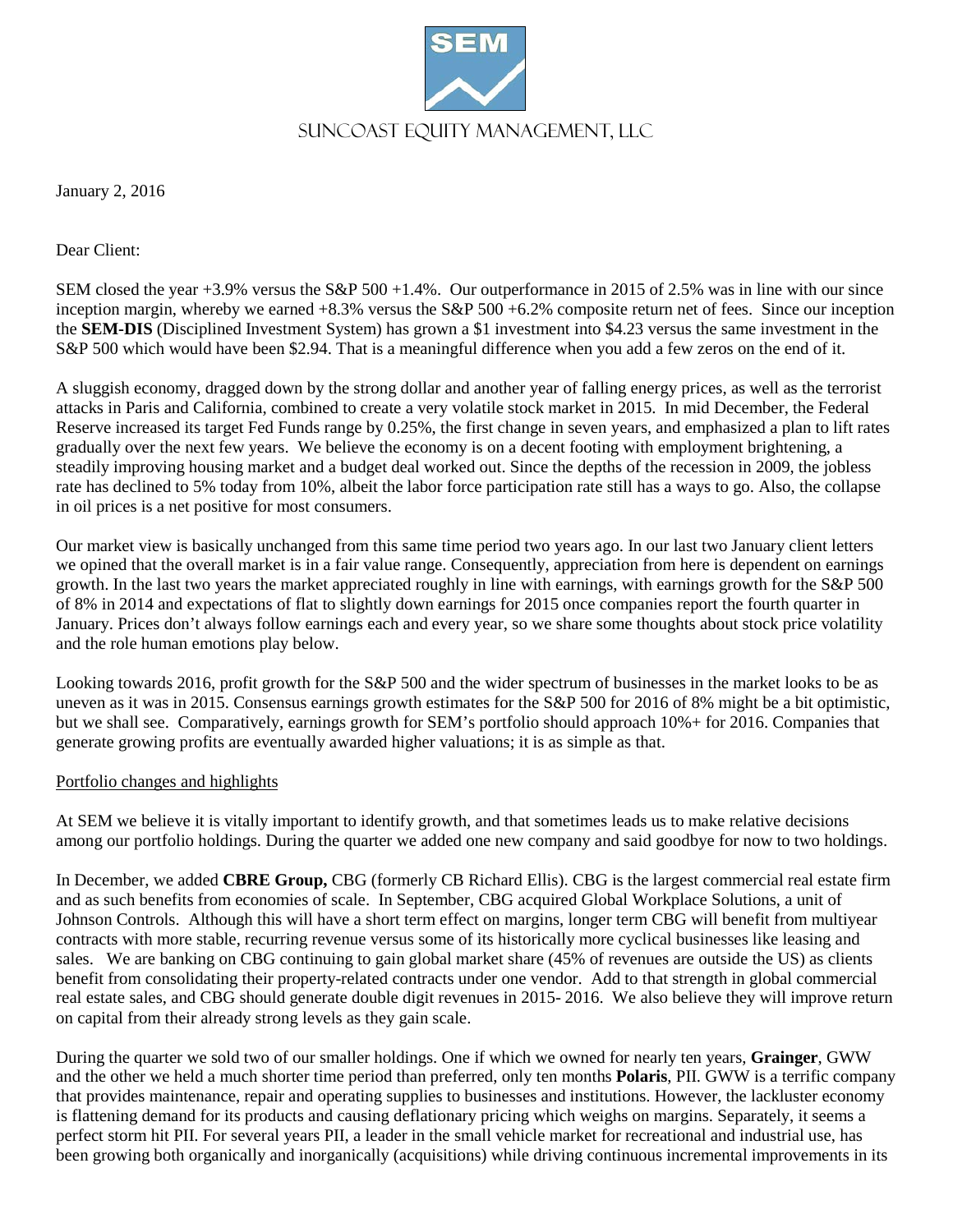SUNCOAST EQUITY MANAGEMENT, LLC

January 2, 2016

Dear Client:

SEM closed the year +3.9% versus the S&P 500 +1.4%. Our outperformance in 2015 of 2.5% was in line with our since inception margin, whereby we earned +8.3% versus the S&P 500 +6.2% composite return net of fees. Since our inception the **SEM-DIS** (Disciplined Investment System) has grown a $1 investment into $4.23 versus the same investment in the S&P 500 which would have been $2.94. That is a meaningful difference when you add a few zeros on the end of it.

A sluggish economy, dragged down by the strong dollar and another year of falling energy prices, as well as the terrorist attacks in Paris and California, combined to create a very volatile stock market in 2015. In mid December, the Federal Reserve increased its target Fed Funds range by 0.25%, the first change in seven years, and emphasized a plan to lift rates gradually over the next few years. We believe the economy is on a decent footing with employment brightening, a steadily improving housing market and a budget deal worked out. Since the depths of the recession in 2009, the jobless rate has declined to 5% today from 10%, albeit the labor force participation rate still has a ways to go. Also, the collapse in oil prices is a net positive for most consumers.

Our market view is basically unchanged from this same time period two years ago. In our last two January client letters we opined that the overall market is in a fair value range. Consequently, appreciation from here is dependent on earnings growth. In the last two years the market appreciated roughly in line with earnings, with earnings growth for the S&P 500 of 8% in 2014 and expectations of flat to slightly down earnings for 2015 once companies report the fourth quarter in January. Prices don't always follow earnings each and every year, so we share some thoughts about stock price volatility and the role human emotions play below.

Looking towards 2016, profit growth for the S&P 500 and the wider spectrum of businesses in the market looks to be as uneven as it was in 2015. Consensus earnings growth estimates for the S&P 500 for 2016 of 8% might be a bit optimistic, but we shall see. Comparatively, earnings growth for SEM's portfolio should approach 10%+ for 2016. Companies that generate growing profits are eventually awarded higher valuations; it is as simple as that.

## Portfolio changes and highlights

At SEM we believe it is vitally important to identify growth, and that sometimes leads us to make relative decisions among our portfolio holdings. During the quarter we added one new company and said goodbye for now to two holdings.

In December, we added **CBRE Group,** CBG (formerly CB Richard Ellis). CBG is the largest commercial real estate firm and as such benefits from economies of scale. In September, CBG acquired Global Workplace Solutions, a unit of Johnson Controls. Although this will have a short term effect on margins, longer term CBG will benefit from multiyear contracts with more stable, recurring revenue versus some of its historically more cyclical businesses like leasing and sales. We are banking on CBG continuing to gain global market share (45% of revenues are outside the US) as clients benefit from consolidating their property-related contracts under one vendor. Add to that strength in global commercial real estate sales, and CBG should generate double digit revenues in 2015- 2016. We also believe they will improve return on capital from their already strong levels as they gain scale.

During the quarter we sold two of our smaller holdings. One if which we owned for nearly ten years, **Grainger**, GWW and the other we held a much shorter time period than preferred, only ten months **Polaris**, PII. GWW is a terrific company that provides maintenance, repair and operating supplies to businesses and institutions. However, the lackluster economy is flattening demand for its products and causing deflationary pricing which weighs on margins. Separately, it seems a perfect storm hit PII. For several years PII, a leader in the small vehicle market for recreational and industrial use, has been growing both organically and inorganically (acquisitions) while driving continuous incremental improvements in its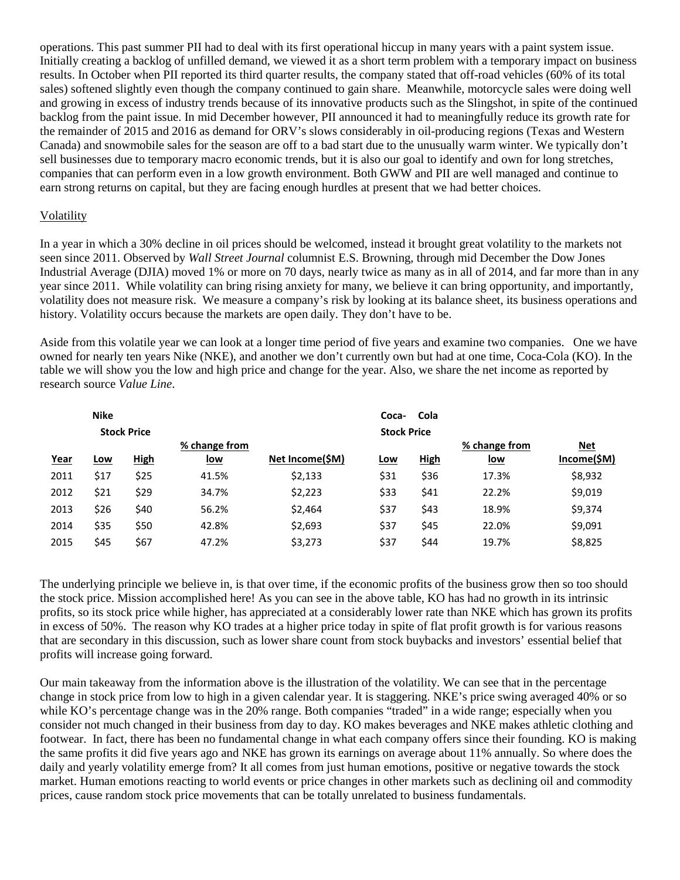operations. This past summer PII had to deal with its first operational hiccup in many years with a paint system issue. Initially creating a backlog of unfilled demand, we viewed it as a short term problem with a temporary impact on business results. In October when PII reported its third quarter results, the company stated that off-road vehicles (60% of its total sales) softened slightly even though the company continued to gain share. Meanwhile, motorcycle sales were doing well and growing in excess of industry trends because of its innovative products such as the Slingshot, in spite of the continued backlog from the paint issue. In mid December however, PII announced it had to meaningfully reduce its growth rate for the remainder of 2015 and 2016 as demand for ORV's slows considerably in oil-producing regions (Texas and Western Canada) and snowmobile sales for the season are off to a bad start due to the unusually warm winter. We typically don't sell businesses due to temporary macro economic trends, but it is also our goal to identify and own for long stretches, companies that can perform even in a low growth environment. Both GWW and PII are well managed and continue to earn strong returns on capital, but they are facing enough hurdles at present that we had better choices.

## Volatility

In a year in which a 30% decline in oil prices should be welcomed, instead it brought great volatility to the markets not seen since 2011. Observed by *Wall Street Journal* columnist E.S. Browning, through mid December the Dow Jones Industrial Average (DJIA) moved 1% or more on 70 days, nearly twice as many as in all of 2014, and far more than in any year since 2011. While volatility can bring rising anxiety for many, we believe it can bring opportunity, and importantly, volatility does not measure risk. We measure a company's risk by looking at its balance sheet, its business operations and history. Volatility occurs because the markets are open daily. They don't have to be.

Aside from this volatile year we can look at a longer time period of five years and examine two companies. One we have owned for nearly ten years Nike (NKE), and another we don't currently own but had at one time, Coca-Cola (KO). In the table we will show you the low and high price and change for the year. Also, we share the net income as reported by research source *Value Line*.

| | **Nike** | | | | **Coca-Cola** | | | |
|---|---|---|---|---|---|---|---|---|
| | **Stock Price** | | | | **Stock Price** | | | |
| **Year** | **Low** | **High** | **% change from low** | **Net Income($M)** | **Low** | **High** | **% change from low** | **Net Income($M)** |
| 2011 | $17 | $25 | 41.5% | $2,133 | $31 | $36 | 17.3% | $8,932 |
| 2012 | $21 | $29 | 34.7% | $2,223 | $33 | $41 | 22.2% | $9,019 |
| 2013 | $26 | $40 | 56.2% | $2,464 | $37 | $43 | 18.9% | $9,374 |
| 2014 | $35 | $50 | 42.8% | $2,693 | $37 | $45 | 22.0% | $9,091 |
| 2015 | $45 | $67 | 47.2% | $3,273 | $37 | $44 | 19.7% | $8,825 |

The underlying principle we believe in, is that over time, if the economic profits of the business grow then so too should the stock price. Mission accomplished here! As you can see in the above table, KO has had no growth in its intrinsic profits, so its stock price while higher, has appreciated at a considerably lower rate than NKE which has grown its profits in excess of 50%. The reason why KO trades at a higher price today in spite of flat profit growth is for various reasons that are secondary in this discussion, such as lower share count from stock buybacks and investors' essential belief that profits will increase going forward.

Our main takeaway from the information above is the illustration of the volatility. We can see that in the percentage change in stock price from low to high in a given calendar year. It is staggering. NKE's price swing averaged 40% or so while KO's percentage change was in the 20% range. Both companies "traded" in a wide range; especially when you consider not much changed in their business from day to day. KO makes beverages and NKE makes athletic clothing and footwear. In fact, there has been no fundamental change in what each company offers since their founding. KO is making the same profits it did five years ago and NKE has grown its earnings on average about 11% annually. So where does the daily and yearly volatility emerge from? It all comes from just human emotions, positive or negative towards the stock market. Human emotions reacting to world events or price changes in other markets such as declining oil and commodity prices, cause random stock price movements that can be totally unrelated to business fundamentals.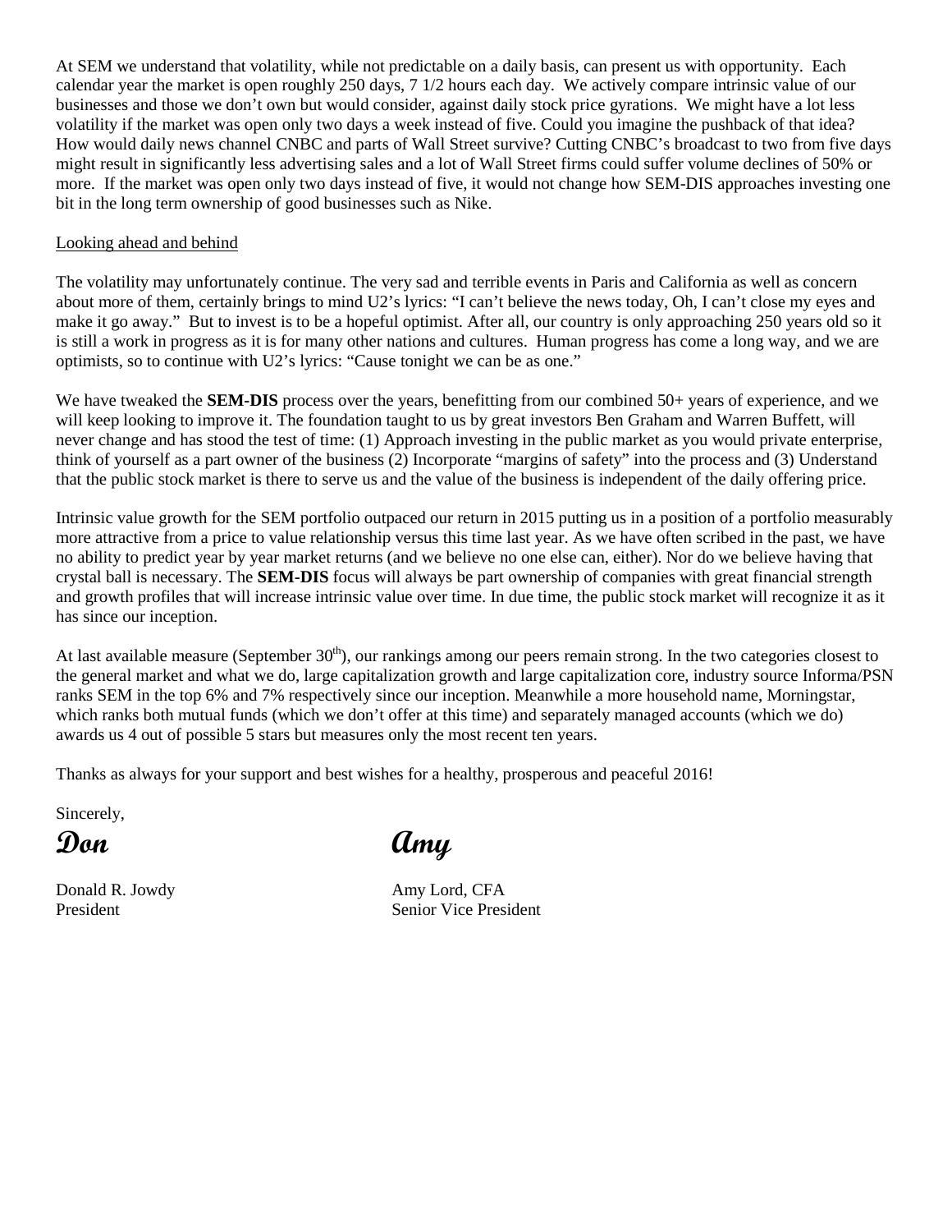At SEM we understand that volatility, while not predictable on a daily basis, can present us with opportunity. Each calendar year the market is open roughly 250 days, 7 1/2 hours each day. We actively compare intrinsic value of our businesses and those we don't own but would consider, against daily stock price gyrations. We might have a lot less volatility if the market was open only two days a week instead of five. Could you imagine the pushback of that idea? How would daily news channel CNBC and parts of Wall Street survive? Cutting CNBC's broadcast to two from five days might result in significantly less advertising sales and a lot of Wall Street firms could suffer volume declines of 50% or more. If the market was open only two days instead of five, it would not change how SEM-DIS approaches investing one bit in the long term ownership of good businesses such as Nike.

<u>Looking ahead and behind</u>

The volatility may unfortunately continue. The very sad and terrible events in Paris and California as well as concern about more of them, certainly brings to mind U2's lyrics: "I can't believe the news today, Oh, I can't close my eyes and make it go away." But to invest is to be a hopeful optimist. After all, our country is only approaching 250 years old so it is still a work in progress as it is for many other nations and cultures. Human progress has come a long way, and we are optimists, so to continue with U2's lyrics: "Cause tonight we can be as one."

We have tweaked the **SEM-DIS** process over the years, benefitting from our combined 50+ years of experience, and we will keep looking to improve it. The foundation taught to us by great investors Ben Graham and Warren Buffett, will never change and has stood the test of time: (1) Approach investing in the public market as you would private enterprise, think of yourself as a part owner of the business (2) Incorporate "margins of safety" into the process and (3) Understand that the public stock market is there to serve us and the value of the business is independent of the daily offering price.

Intrinsic value growth for the SEM portfolio outpaced our return in 2015 putting us in a position of a portfolio measurably more attractive from a price to value relationship versus this time last year. As we have often scribed in the past, we have no ability to predict year by year market returns (and we believe no one else can, either). Nor do we believe having that crystal ball is necessary. The **SEM-DIS** focus will always be part ownership of companies with great financial strength and growth profiles that will increase intrinsic value over time. In due time, the public stock market will recognize it as it has since our inception.

At last available measure (September 30th), our rankings among our peers remain strong. In the two categories closest to the general market and what we do, large capitalization growth and large capitalization core, industry source Informa/PSN ranks SEM in the top 6% and 7% respectively since our inception. Meanwhile a more household name, Morningstar, which ranks both mutual funds (which we don't offer at this time) and separately managed accounts (which we do) awards us 4 out of possible 5 stars but measures only the most recent ten years.

Thanks as always for your support and best wishes for a healthy, prosperous and peaceful 2016!

Sincerely,

*Don* *Amy*

Donald R. Jowdy
President

Amy Lord, CFA
Senior Vice President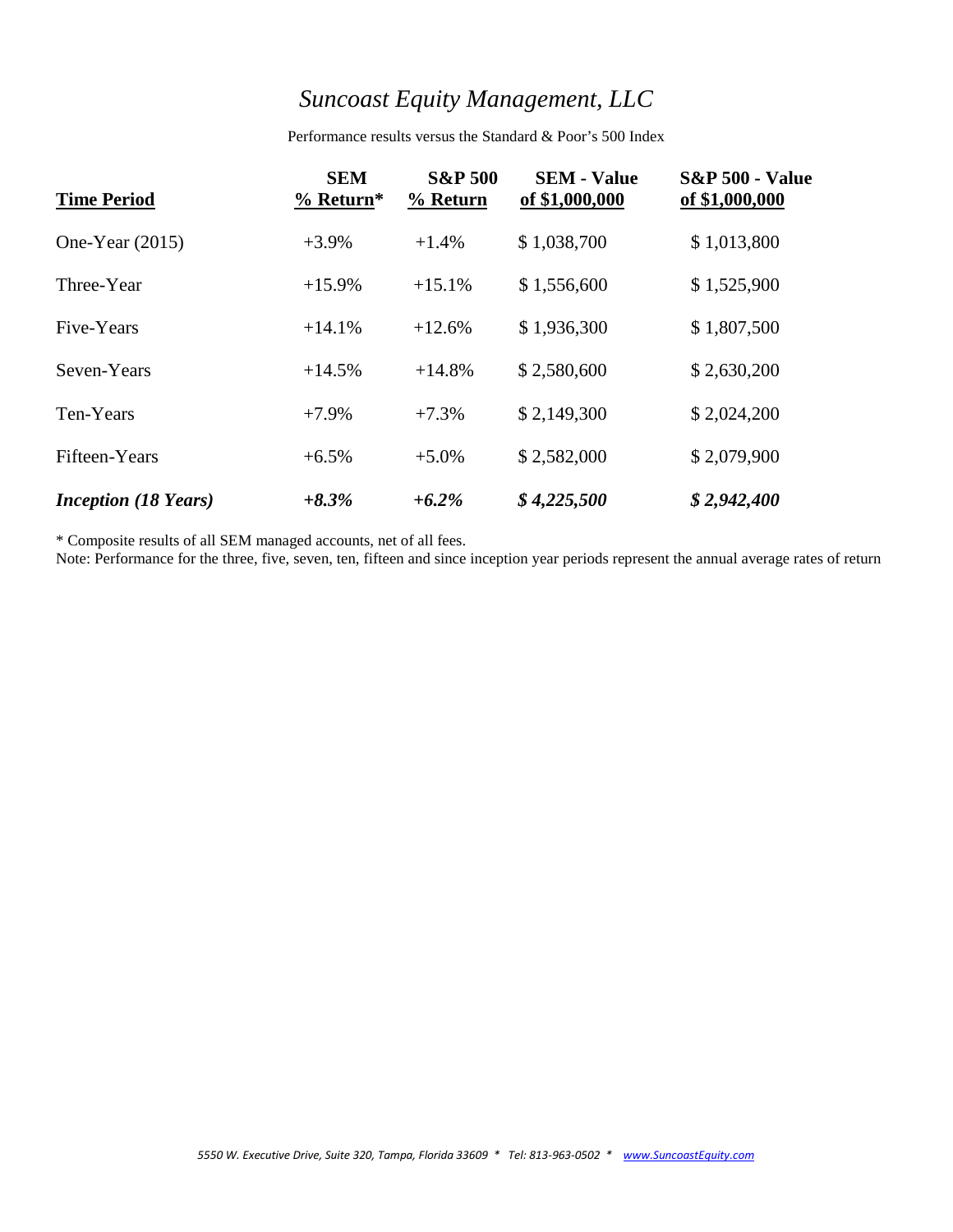# *Suncoast Equity Management, LLC*

Performance results versus the Standard & Poor's 500 Index

| Time Period | SEM % Return* | S&P 500 % Return | SEM - Value of $1,000,000 | S&P 500 - Value of $1,000,000 |
|---|---|---|---|---|
| One-Year (2015) | +3.9% | +1.4% | $ 1,038,700 | $ 1,013,800 |
| Three-Year | +15.9% | +15.1% | $ 1,556,600 | $ 1,525,900 |
| Five-Years | +14.1% | +12.6% | $ 1,936,300 | $ 1,807,500 |
| Seven-Years | +14.5% | +14.8% | $ 2,580,600 | $ 2,630,200 |
| Ten-Years | +7.9% | +7.3% | $ 2,149,300 | $ 2,024,200 |
| Fifteen-Years | +6.5% | +5.0% | $ 2,582,000 | $ 2,079,900 |
| ***Inception (18 Years)*** | ***+8.3%*** | ***+6.2%*** | ***$ 4,225,500*** | ***$ 2,942,400*** |

\* Composite results of all SEM managed accounts, net of all fees.

Note: Performance for the three, five, seven, ten, fifteen and since inception year periods represent the annual average rates of return

*5550 W. Executive Drive, Suite 320, Tampa, Florida 33609 * Tel: 813-963-0502 * www.SuncoastEquity.com*